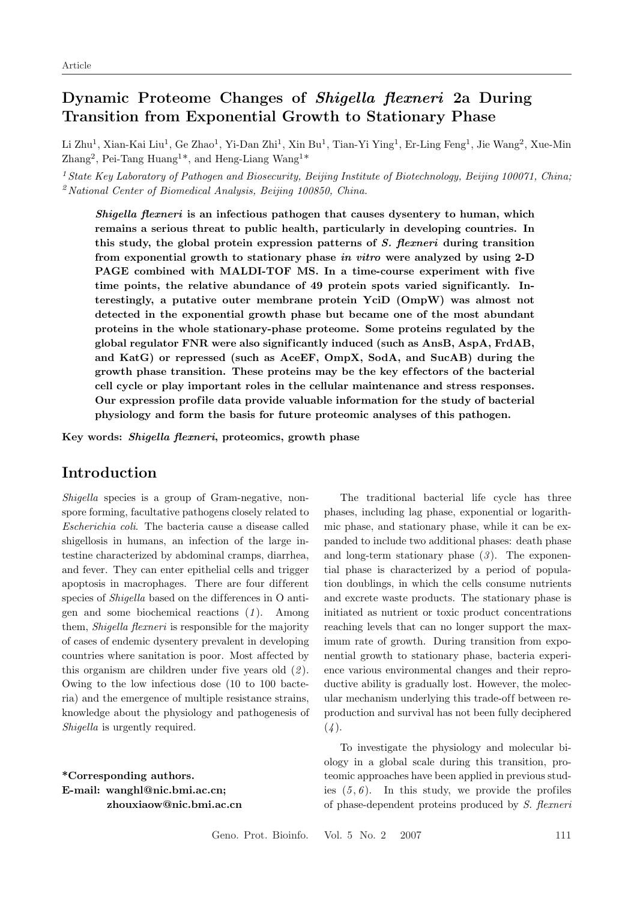Article

# Dynamic Proteome Changes of *Shigella flexneri* 2a During Transition from Exponential Growth to Stationary Phase

Li Zhu[1], Xian-Kai Liu[1], Ge Zhao[1], Yi-Dan Zhi[1], Xin Bu[1], Tian-Yi Ying[1], Er-Ling Feng[1], Jie Wang[2], Xue-Min Zhang[2], Pei-Tang Huang[1]*, and Heng-Liang Wang[1]*

[1] *State Key Laboratory of Pathogen and Biosecurity, Beijing Institute of Biotechnology, Beijing 100071, China;*
[2] *National Center of Biomedical Analysis, Beijing 100850, China.*

***Shigella flexneri*** **is an infectious pathogen that causes dysentery to human, which remains a serious threat to public health, particularly in developing countries. In this study, the global protein expression patterns of *S. flexneri* during transition from exponential growth to stationary phase *in vitro* were analyzed by using 2-D PAGE combined with MALDI-TOF MS. In a time-course experiment with five time points, the relative abundance of 49 protein spots varied significantly. Interestingly, a putative outer membrane protein YciD (OmpW) was almost not detected in the exponential growth phase but became one of the most abundant proteins in the whole stationary-phase proteome. Some proteins regulated by the global regulator FNR were also significantly induced (such as AnsB, AspA, FrdAB, and KatG) or repressed (such as AceEF, OmpX, SodA, and SucAB) during the growth phase transition. These proteins may be the key effectors of the bacterial cell cycle or play important roles in the cellular maintenance and stress responses. Our expression profile data provide valuable information for the study of bacterial physiology and form the basis for future proteomic analyses of this pathogen.**

**Key words:** ***Shigella flexneri*, proteomics, growth phase**

## Introduction

*Shigella* species is a group of Gram-negative, non-spore forming, facultative pathogens closely related to *Escherichia coli*. The bacteria cause a disease called shigellosis in humans, an infection of the large intestine characterized by abdominal cramps, diarrhea, and fever. They can enter epithelial cells and trigger apoptosis in macrophages. There are four different species of *Shigella* based on the differences in O antigen and some biochemical reactions (*1*). Among them, *Shigella flexneri* is responsible for the majority of cases of endemic dysentery prevalent in developing countries where sanitation is poor. Most affected by this organism are children under five years old (*2*). Owing to the low infectious dose (10 to 100 bacteria) and the emergence of multiple resistance strains, knowledge about the physiology and pathogenesis of *Shigella* is urgently required.

**\*Corresponding authors.**
**E-mail: wanghl@nic.bmi.ac.cn;**
**zhouxiaow@nic.bmi.ac.cn**

The traditional bacterial life cycle has three phases, including lag phase, exponential or logarithmic phase, and stationary phase, while it can be expanded to include two additional phases: death phase and long-term stationary phase (*3*). The exponential phase is characterized by a period of population doublings, in which the cells consume nutrients and excrete waste products. The stationary phase is initiated as nutrient or toxic product concentrations reaching levels that can no longer support the maximum rate of growth. During transition from exponential growth to stationary phase, bacteria experience various environmental changes and their reproductive ability is gradually lost. However, the molecular mechanism underlying this trade-off between reproduction and survival has not been fully deciphered (*4*).

To investigate the physiology and molecular biology in a global scale during this transition, proteomic approaches have been applied in previous studies (*5*, *6*). In this study, we provide the profiles of phase-dependent proteins produced by *S. flexneri*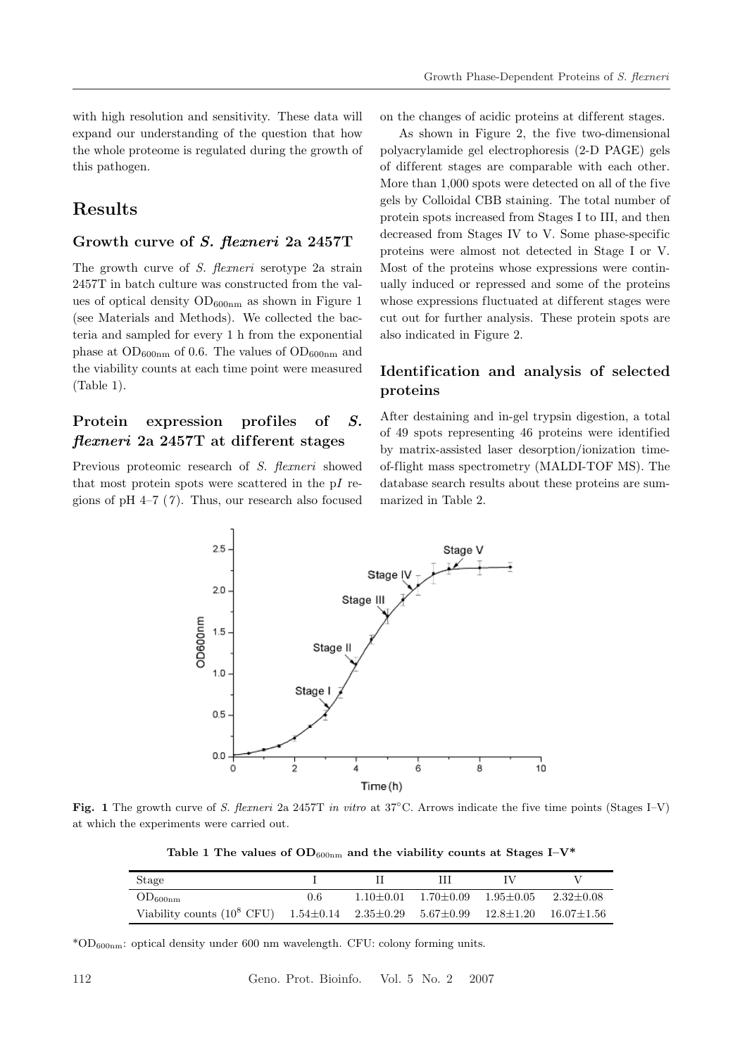with high resolution and sensitivity. These data will expand our understanding of the question that how the whole proteome is regulated during the growth of this pathogen.

## Results

### Growth curve of *S. flexneri* 2a 2457T

The growth curve of *S. flexneri* serotype 2a strain 2457T in batch culture was constructed from the values of optical density $OD_{600nm}$ as shown in Figure 1 (see Materials and Methods). We collected the bacteria and sampled for every 1 h from the exponential phase at $OD_{600nm}$ of 0.6. The values of $OD_{600nm}$ and the viability counts at each time point were measured (Table 1).

### Protein expression profiles of *S. flexneri* 2a 2457T at different stages

Previous proteomic research of *S. flexneri* showed that most protein spots were scattered in the p*I* regions of pH 4–7 (*7*). Thus, our research also focused on the changes of acidic proteins at different stages.

As shown in Figure 2, the five two-dimensional polyacrylamide gel electrophoresis (2-D PAGE) gels of different stages are comparable with each other. More than 1,000 spots were detected on all of the five gels by Colloidal CBB staining. The total number of protein spots increased from Stages I to III, and then decreased from Stages IV to V. Some phase-specific proteins were almost not detected in Stage I or V. Most of the proteins whose expressions were continually induced or repressed and some of the proteins whose expressions fluctuated at different stages were cut out for further analysis. These protein spots are also indicated in Figure 2.

### Identification and analysis of selected proteins

After destaining and in-gel trypsin digestion, a total of 49 spots representing 46 proteins were identified by matrix-assisted laser desorption/ionization time-of-flight mass spectrometry (MALDI-TOF MS). The database search results about these proteins are summarized in Table 2.

**Fig. 1** The growth curve of *S. flexneri* 2a 2457T *in vitro* at 37°C. Arrows indicate the five time points (Stages I–V) at which the experiments were carried out.

**Table 1 The values of $OD_{600nm}$ and the viability counts at Stages I–V***

| Stage | I | II | III | IV | V |
|---|---|---|---|---|---|
| $OD_{600nm}$ | 0.6 | 1.10±0.01 | 1.70±0.09 | 1.95±0.05 | 2.32±0.08 |
| Viability counts ($10^8$ CFU) | 1.54±0.14 | 2.35±0.29 | 5.67±0.99 | 12.8±1.20 | 16.07±1.56 |

*$OD_{600nm}$: optical density under 600 nm wavelength. CFU: colony forming units.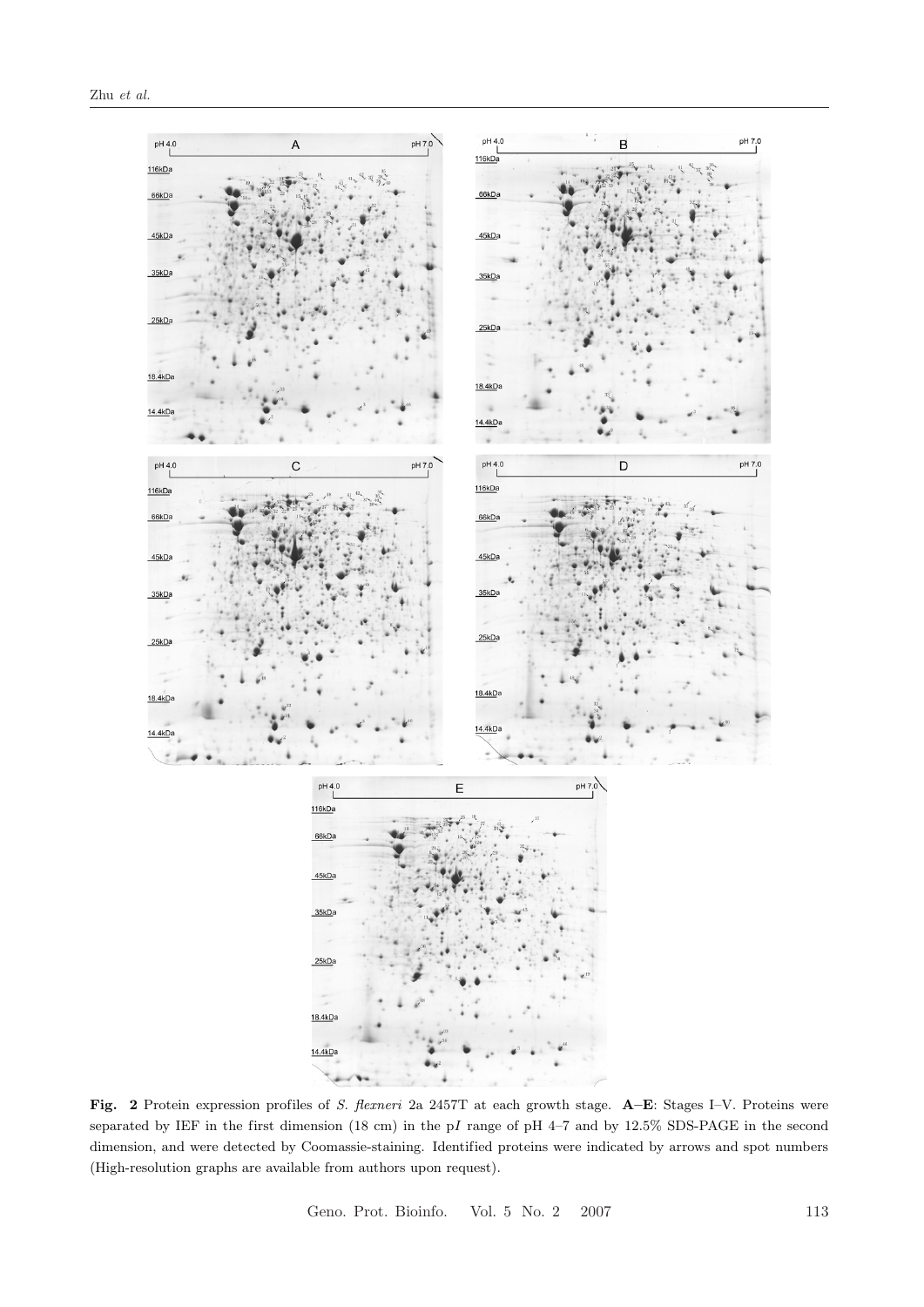**Fig. 2** Protein expression profiles of *S. flexneri* 2a 2457T at each growth stage. **A**–**E**: Stages I–V. Proteins were separated by IEF in the first dimension (18 cm) in the p*I* range of pH 4–7 and by 12.5% SDS-PAGE in the second dimension, and were detected by Coomassie-staining. Identified proteins were indicated by arrows and spot numbers (High-resolution graphs are available from authors upon request).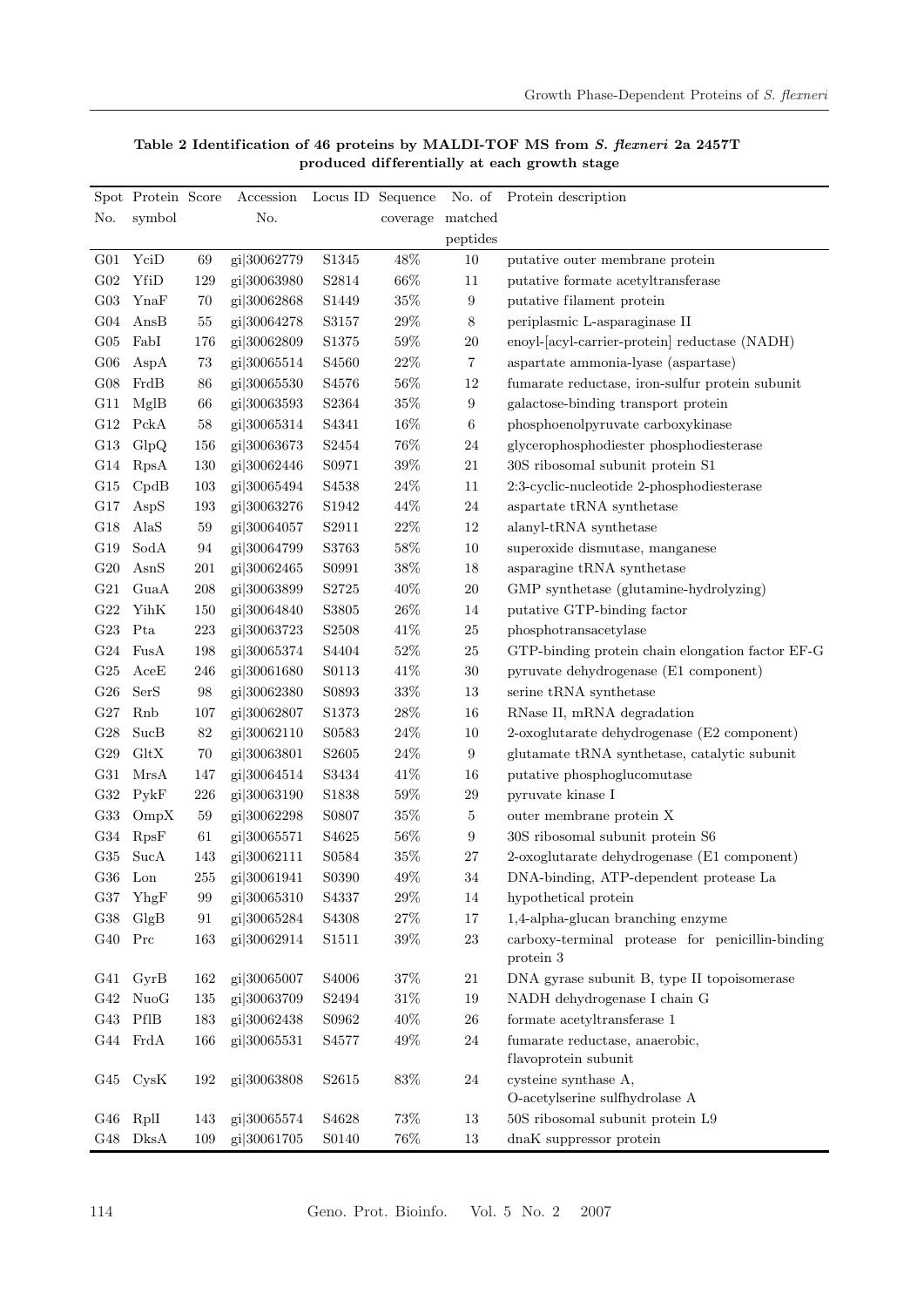**Table 2 Identification of 46 proteins by MALDI-TOF MS from *S. flexneri* 2a 2457T produced differentially at each growth stage**

| Spot No. | Protein symbol | Score | Accession No. | Locus ID | Sequence coverage | No. of matched peptides | Protein description |
|---|---|---|---|---|---|---|---|
| G01 | YciD | 69 | gi\|30062779 | S1345 | 48% | 10 | putative outer membrane protein |
| G02 | YfiD | 129 | gi\|30063980 | S2814 | 66% | 11 | putative formate acetyltransferase |
| G03 | YnaF | 70 | gi\|30062868 | S1449 | 35% | 9 | putative filament protein |
| G04 | AnsB | 55 | gi\|30064278 | S3157 | 29% | 8 | periplasmic L-asparaginase II |
| G05 | FabI | 176 | gi\|30062809 | S1375 | 59% | 20 | enoyl-[acyl-carrier-protein] reductase (NADH) |
| G06 | AspA | 73 | gi\|30065514 | S4560 | 22% | 7 | aspartate ammonia-lyase (aspartase) |
| G08 | FrdB | 86 | gi\|30065530 | S4576 | 56% | 12 | fumarate reductase, iron-sulfur protein subunit |
| G11 | MglB | 66 | gi\|30063593 | S2364 | 35% | 9 | galactose-binding transport protein |
| G12 | PckA | 58 | gi\|30065314 | S4341 | 16% | 6 | phosphoenolpyruvate carboxykinase |
| G13 | GlpQ | 156 | gi\|30063673 | S2454 | 76% | 24 | glycerophosphodiester phosphodiesterase |
| G14 | RpsA | 130 | gi\|30062446 | S0971 | 39% | 21 | 30S ribosomal subunit protein S1 |
| G15 | CpdB | 103 | gi\|30065494 | S4538 | 24% | 11 | 2:3-cyclic-nucleotide 2-phosphodiesterase |
| G17 | AspS | 193 | gi\|30063276 | S1942 | 44% | 24 | aspartate tRNA synthetase |
| G18 | AlaS | 59 | gi\|30064057 | S2911 | 22% | 12 | alanyl-tRNA synthetase |
| G19 | SodA | 94 | gi\|30064799 | S3763 | 58% | 10 | superoxide dismutase, manganese |
| G20 | AsnS | 201 | gi\|30062465 | S0991 | 38% | 18 | asparagine tRNA synthetase |
| G21 | GuaA | 208 | gi\|30063899 | S2725 | 40% | 20 | GMP synthetase (glutamine-hydrolyzing) |
| G22 | YihK | 150 | gi\|30064840 | S3805 | 26% | 14 | putative GTP-binding factor |
| G23 | Pta | 223 | gi\|30063723 | S2508 | 41% | 25 | phosphotransacetylase |
| G24 | FusA | 198 | gi\|30065374 | S4404 | 52% | 25 | GTP-binding protein chain elongation factor EF-G |
| G25 | AceE | 246 | gi\|30061680 | S0113 | 41% | 30 | pyruvate dehydrogenase (E1 component) |
| G26 | SerS | 98 | gi\|30062380 | S0893 | 33% | 13 | serine tRNA synthetase |
| G27 | Rnb | 107 | gi\|30062807 | S1373 | 28% | 16 | RNase II, mRNA degradation |
| G28 | SucB | 82 | gi\|30062110 | S0583 | 24% | 10 | 2-oxoglutarate dehydrogenase (E2 component) |
| G29 | GltX | 70 | gi\|30063801 | S2605 | 24% | 9 | glutamate tRNA synthetase, catalytic subunit |
| G31 | MrsA | 147 | gi\|30064514 | S3434 | 41% | 16 | putative phosphoglucomutase |
| G32 | PykF | 226 | gi\|30063190 | S1838 | 59% | 29 | pyruvate kinase I |
| G33 | OmpX | 59 | gi\|30062298 | S0807 | 35% | 5 | outer membrane protein X |
| G34 | RpsF | 61 | gi\|30065571 | S4625 | 56% | 9 | 30S ribosomal subunit protein S6 |
| G35 | SucA | 143 | gi\|30062111 | S0584 | 35% | 27 | 2-oxoglutarate dehydrogenase (E1 component) |
| G36 | Lon | 255 | gi\|30061941 | S0390 | 49% | 34 | DNA-binding, ATP-dependent protease La |
| G37 | YhgF | 99 | gi\|30065310 | S4337 | 29% | 14 | hypothetical protein |
| G38 | GlgB | 91 | gi\|30065284 | S4308 | 27% | 17 | 1,4-alpha-glucan branching enzyme |
| G40 | Prc | 163 | gi\|30062914 | S1511 | 39% | 23 | carboxy-terminal protease for penicillin-binding protein 3 |
| G41 | GyrB | 162 | gi\|30065007 | S4006 | 37% | 21 | DNA gyrase subunit B, type II topoisomerase |
| G42 | NuoG | 135 | gi\|30063709 | S2494 | 31% | 19 | NADH dehydrogenase I chain G |
| G43 | PflB | 183 | gi\|30062438 | S0962 | 40% | 26 | formate acetyltransferase 1 |
| G44 | FrdA | 166 | gi\|30065531 | S4577 | 49% | 24 | fumarate reductase, anaerobic, flavoprotein subunit |
| G45 | CysK | 192 | gi\|30063808 | S2615 | 83% | 24 | cysteine synthase A, O-acetylserine sulfhydrolase A |
| G46 | RplI | 143 | gi\|30065574 | S4628 | 73% | 13 | 50S ribosomal subunit protein L9 |
| G48 | DksA | 109 | gi\|30061705 | S0140 | 76% | 13 | dnaK suppressor protein |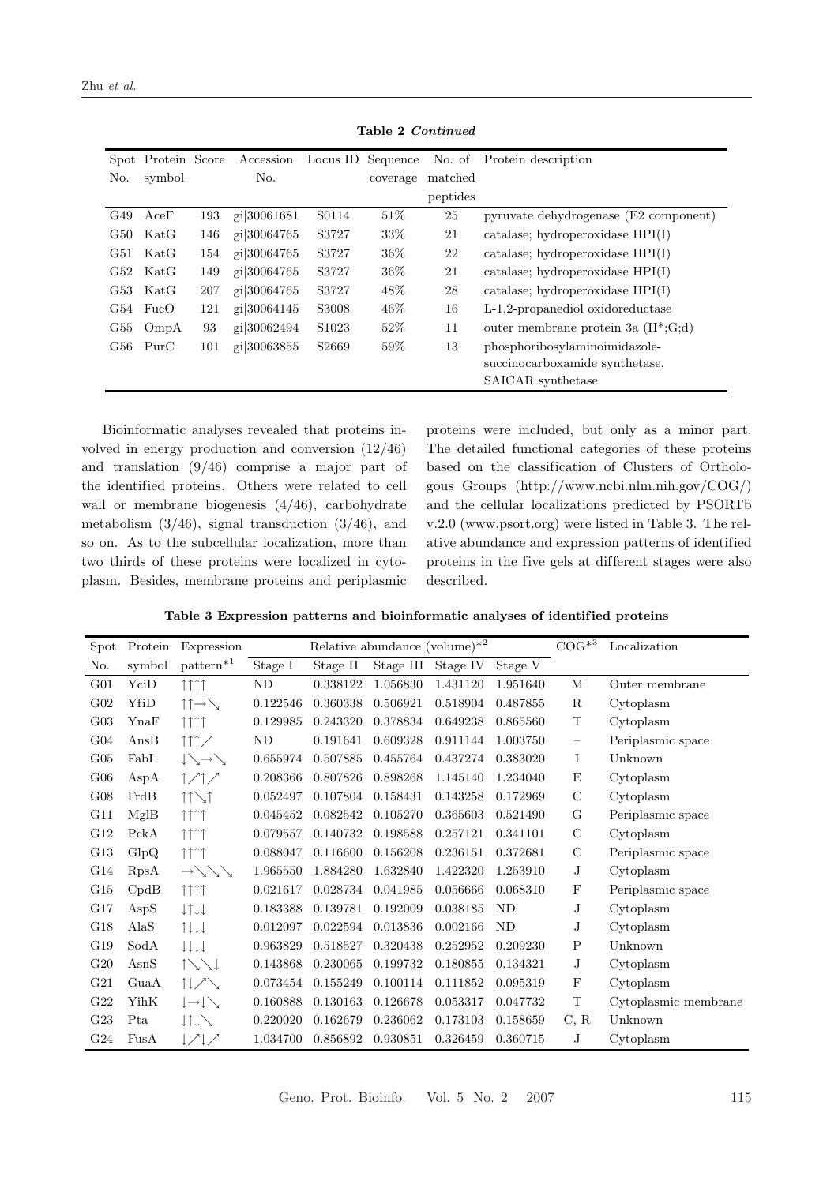**Table 2 *Continued***

| Spot No. | Protein symbol | Score | Accession No. | Locus ID | Sequence coverage | No. of matched peptides | Protein description |
|---|---|---|---|---|---|---|---|
| G49 | AceF | 193 | gi\|30061681 | S0114 | 51% | 25 | pyruvate dehydrogenase (E2 component) |
| G50 | KatG | 146 | gi\|30064765 | S3727 | 33% | 21 | catalase; hydroperoxidase HPI(I) |
| G51 | KatG | 154 | gi\|30064765 | S3727 | 36% | 22 | catalase; hydroperoxidase HPI(I) |
| G52 | KatG | 149 | gi\|30064765 | S3727 | 36% | 21 | catalase; hydroperoxidase HPI(I) |
| G53 | KatG | 207 | gi\|30064765 | S3727 | 48% | 28 | catalase; hydroperoxidase HPI(I) |
| G54 | FucO | 121 | gi\|30064145 | S3008 | 46% | 16 | L-1,2-propanediol oxidoreductase |
| G55 | OmpA | 93 | gi\|30062494 | S1023 | 52% | 11 | outer membrane protein 3a (II*;G;d) |
| G56 | PurC | 101 | gi\|30063855 | S2669 | 59% | 13 | phosphoribosylaminoimidazole-succinocarboxamide synthetase, SAICAR synthetase |

Bioinformatic analyses revealed that proteins involved in energy production and conversion (12/46) and translation (9/46) comprise a major part of the identified proteins. Others were related to cell wall or membrane biogenesis (4/46), carbohydrate metabolism (3/46), signal transduction (3/46), and so on. As to the subcellular localization, more than two thirds of these proteins were localized in cytoplasm. Besides, membrane proteins and periplasmic proteins were included, but only as a minor part. The detailed functional categories of these proteins based on the classification of Clusters of Orthologous Groups (http://www.ncbi.nlm.nih.gov/COG/) and the cellular localizations predicted by PSORTb v.2.0 (www.psort.org) were listed in Table 3. The relative abundance and expression patterns of identified proteins in the five gels at different stages were also described.

**Table 3 Expression patterns and bioinformatic analyses of identified proteins**

| Spot No. | Protein symbol | Expression pattern*[1] | Relative abundance (volume)*[2] | | | | | COG*[3] | Localization |
|---|---|---|---|---|---|---|---|---|---|
| | | | Stage I | Stage II | Stage III | Stage IV | Stage V | | |
| G01 | YciD | ↑↑↑↑ | ND | 0.338122 | 1.056830 | 1.431120 | 1.951640 | M | Outer membrane |
| G02 | YfiD | ↑↑→↘ | 0.122546 | 0.360338 | 0.506921 | 0.518904 | 0.487855 | R | Cytoplasm |
| G03 | YnaF | ↑↑↑↑ | 0.129985 | 0.243320 | 0.378834 | 0.649238 | 0.865560 | T | Cytoplasm |
| G04 | AnsB | ↑↑↑↗ | ND | 0.191641 | 0.609328 | 0.911144 | 1.003750 | – | Periplasmic space |
| G05 | FabI | ↓↘→↘ | 0.655974 | 0.507885 | 0.455764 | 0.437274 | 0.383020 | I | Unknown |
| G06 | AspA | ↑↗↑↗ | 0.208366 | 0.807826 | 0.898268 | 1.145140 | 1.234040 | E | Cytoplasm |
| G08 | FrdB | ↑↑↘↑ | 0.052497 | 0.107804 | 0.158431 | 0.143258 | 0.172969 | C | Cytoplasm |
| G11 | MglB | ↑↑↑↑ | 0.045452 | 0.082542 | 0.105270 | 0.365603 | 0.521490 | G | Periplasmic space |
| G12 | PckA | ↑↑↑↑ | 0.079557 | 0.140732 | 0.198588 | 0.257121 | 0.341101 | C | Cytoplasm |
| G13 | GlpQ | ↑↑↑↑ | 0.088047 | 0.116600 | 0.156208 | 0.236151 | 0.372681 | C | Periplasmic space |
| G14 | RpsA | →↘↘↘ | 1.965550 | 1.884280 | 1.632840 | 1.422320 | 1.253910 | J | Cytoplasm |
| G15 | CpdB | ↑↑↑↑ | 0.021617 | 0.028734 | 0.041985 | 0.056666 | 0.068310 | F | Periplasmic space |
| G17 | AspS | ↓↑↓↓ | 0.183388 | 0.139781 | 0.192009 | 0.038185 | ND | J | Cytoplasm |
| G18 | AlaS | ↑↓↓↓ | 0.012097 | 0.022594 | 0.013836 | 0.002166 | ND | J | Cytoplasm |
| G19 | SodA | ↓↓↓↓ | 0.963829 | 0.518527 | 0.320438 | 0.252952 | 0.209230 | P | Unknown |
| G20 | AsnS | ↑↘↘↓ | 0.143868 | 0.230065 | 0.199732 | 0.180855 | 0.134321 | J | Cytoplasm |
| G21 | GuaA | ↑↓↗↘ | 0.073454 | 0.155249 | 0.100114 | 0.111852 | 0.095319 | F | Cytoplasm |
| G22 | YihK | ↓→↓↘ | 0.160888 | 0.130163 | 0.126678 | 0.053317 | 0.047732 | T | Cytoplasmic membrane |
| G23 | Pta | ↓↑↓↘ | 0.220020 | 0.162679 | 0.236062 | 0.173103 | 0.158659 | C, R | Unknown |
| G24 | FusA | ↓↗↓↗ | 1.034700 | 0.856892 | 0.930851 | 0.326459 | 0.360715 | J | Cytoplasm |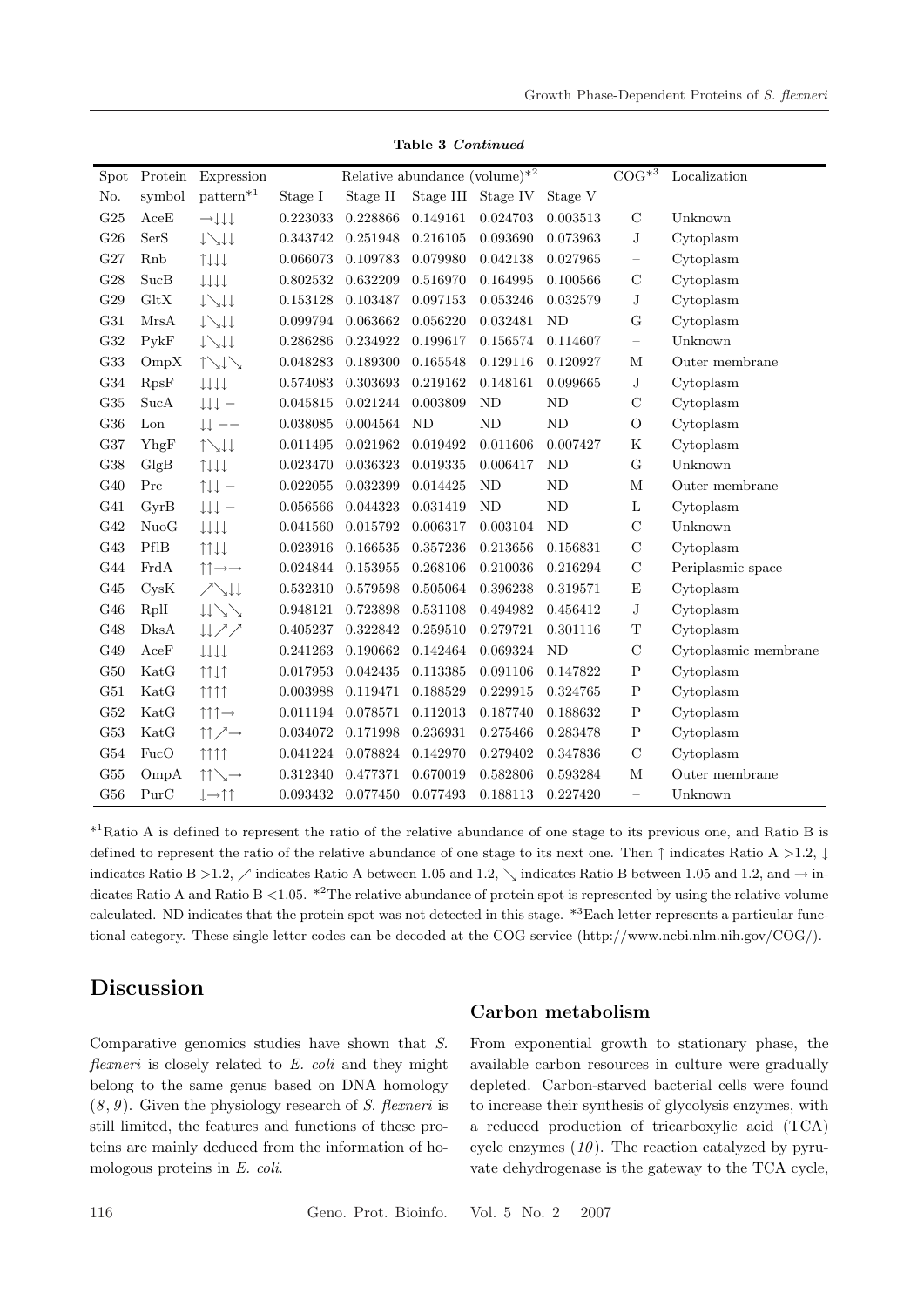**Table 3** *Continued*

| Spot | Protein | Expression | Relative abundance (volume)*2 | | | | | COG*3 | Localization |
|---|---|---|---|---|---|---|---|---|---|
| No. | symbol | pattern*1 | Stage I | Stage II | Stage III | Stage IV | Stage V | | |
| G25 | AceE | →↓↓↓ | 0.223033 | 0.228866 | 0.149161 | 0.024703 | 0.003513 | C | Unknown |
| G26 | SerS | ↓↘↓↓ | 0.343742 | 0.251948 | 0.216105 | 0.093690 | 0.073963 | J | Cytoplasm |
| G27 | Rnb | ↑↓↓↓ | 0.066073 | 0.109783 | 0.079980 | 0.042138 | 0.027965 | – | Cytoplasm |
| G28 | SucB | ↓↓↓↓ | 0.802532 | 0.632209 | 0.516970 | 0.164995 | 0.100566 | C | Cytoplasm |
| G29 | GltX | ↓↘↓↓ | 0.153128 | 0.103487 | 0.097153 | 0.053246 | 0.032579 | J | Cytoplasm |
| G31 | MrsA | ↓↘↓↓ | 0.099794 | 0.063662 | 0.056220 | 0.032481 | ND | G | Cytoplasm |
| G32 | PykF | ↓↘↓↓ | 0.286286 | 0.234922 | 0.199617 | 0.156574 | 0.114607 | – | Unknown |
| G33 | OmpX | ↑↘↓↘ | 0.048283 | 0.189300 | 0.165548 | 0.129116 | 0.120927 | M | Outer membrane |
| G34 | RpsF | ↓↓↓↓ | 0.574083 | 0.303693 | 0.219162 | 0.148161 | 0.099665 | J | Cytoplasm |
| G35 | SucA | ↓↓↓ − | 0.045815 | 0.021244 | 0.003809 | ND | ND | C | Cytoplasm |
| G36 | Lon | ↓↓ − − | 0.038085 | 0.004564 | ND | ND | ND | O | Cytoplasm |
| G37 | YhgF | ↑↘↓↓ | 0.011495 | 0.021962 | 0.019492 | 0.011606 | 0.007427 | K | Cytoplasm |
| G38 | GlgB | ↑↓↓↓ | 0.023470 | 0.036323 | 0.019335 | 0.006417 | ND | G | Unknown |
| G40 | Prc | ↑↓↓ − | 0.022055 | 0.032399 | 0.014425 | ND | ND | M | Outer membrane |
| G41 | GyrB | ↓↓↓ − | 0.056566 | 0.044323 | 0.031419 | ND | ND | L | Cytoplasm |
| G42 | NuoG | ↓↓↓↓ | 0.041560 | 0.015792 | 0.006317 | 0.003104 | ND | C | Unknown |
| G43 | PflB | ↑↑↓↓ | 0.023916 | 0.166535 | 0.357236 | 0.213656 | 0.156831 | C | Cytoplasm |
| G44 | FrdA | ↑↑→→ | 0.024844 | 0.153955 | 0.268106 | 0.210036 | 0.216294 | C | Periplasmic space |
| G45 | CysK | ↗↘↓↓ | 0.532310 | 0.579598 | 0.505064 | 0.396238 | 0.319571 | E | Cytoplasm |
| G46 | RplI | ↓↓↘↘ | 0.948121 | 0.723898 | 0.531108 | 0.494982 | 0.456412 | J | Cytoplasm |
| G48 | DksA | ↓↓↗↗ | 0.405237 | 0.322842 | 0.259510 | 0.279721 | 0.301116 | T | Cytoplasm |
| G49 | AceF | ↓↓↓↓ | 0.241263 | 0.190662 | 0.142464 | 0.069324 | ND | C | Cytoplasmic membrane |
| G50 | KatG | ↑↑↓↑ | 0.017953 | 0.042435 | 0.113385 | 0.091106 | 0.147822 | P | Cytoplasm |
| G51 | KatG | ↑↑↑↑ | 0.003988 | 0.119471 | 0.188529 | 0.229915 | 0.324765 | P | Cytoplasm |
| G52 | KatG | ↑↑↑→ | 0.011194 | 0.078571 | 0.112013 | 0.187740 | 0.188632 | P | Cytoplasm |
| G53 | KatG | ↑↑↗→ | 0.034072 | 0.171998 | 0.236931 | 0.275466 | 0.283478 | P | Cytoplasm |
| G54 | FucO | ↑↑↑↑ | 0.041224 | 0.078824 | 0.142970 | 0.279402 | 0.347836 | C | Cytoplasm |
| G55 | OmpA | ↑↑↘→ | 0.312340 | 0.477371 | 0.670019 | 0.582806 | 0.593284 | M | Outer membrane |
| G56 | PurC | ↓→↑↑ | 0.093432 | 0.077450 | 0.077493 | 0.188113 | 0.227420 | – | Unknown |

*1Ratio A is defined to represent the ratio of the relative abundance of one stage to its previous one, and Ratio B is defined to represent the ratio of the relative abundance of one stage to its next one. Then ↑ indicates Ratio A >1.2, ↓ indicates Ratio B >1.2, ↗ indicates Ratio A between 1.05 and 1.2, ↘ indicates Ratio B between 1.05 and 1.2, and → indicates Ratio A and Ratio B <1.05. *2The relative abundance of protein spot is represented by using the relative volume calculated. ND indicates that the protein spot was not detected in this stage. *3Each letter represents a particular functional category. These single letter codes can be decoded at the COG service (http://www.ncbi.nlm.nih.gov/COG/).

## Discussion

Comparative genomics studies have shown that *S. flexneri* is closely related to *E. coli* and they might belong to the same genus based on DNA homology (*8*, *9*). Given the physiology research of *S. flexneri* is still limited, the features and functions of these proteins are mainly deduced from the information of homologous proteins in *E. coli*.

### Carbon metabolism

From exponential growth to stationary phase, the available carbon resources in culture were gradually depleted. Carbon-starved bacterial cells were found to increase their synthesis of glycolysis enzymes, with a reduced production of tricarboxylic acid (TCA) cycle enzymes (*10*). The reaction catalyzed by pyruvate dehydrogenase is the gateway to the TCA cycle,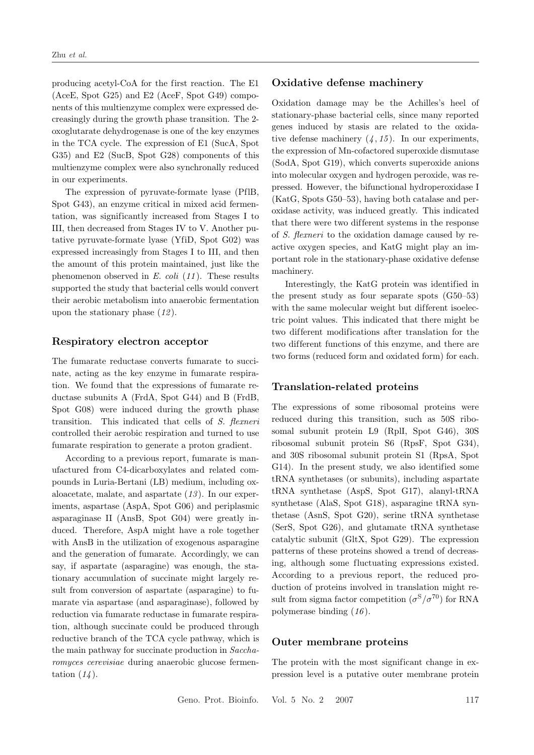producing acetyl-CoA for the first reaction. The E1 (AceE, Spot G25) and E2 (AceF, Spot G49) components of this multienzyme complex were expressed decreasingly during the growth phase transition. The 2-oxoglutarate dehydrogenase is one of the key enzymes in the TCA cycle. The expression of E1 (SucA, Spot G35) and E2 (SucB, Spot G28) components of this multienzyme complex were also synchronally reduced in our experiments.

The expression of pyruvate-formate lyase (PflB, Spot G43), an enzyme critical in mixed acid fermentation, was significantly increased from Stages I to III, then decreased from Stages IV to V. Another putative pyruvate-formate lyase (YfiD, Spot G02) was expressed increasingly from Stages I to III, and then the amount of this protein maintained, just like the phenomenon observed in *E. coli* (*11*). These results supported the study that bacterial cells would convert their aerobic metabolism into anaerobic fermentation upon the stationary phase (*12*).

## Respiratory electron acceptor

The fumarate reductase converts fumarate to succinate, acting as the key enzyme in fumarate respiration. We found that the expressions of fumarate reductase subunits A (FrdA, Spot G44) and B (FrdB, Spot G08) were induced during the growth phase transition. This indicated that cells of *S. flexneri* controlled their aerobic respiration and turned to use fumarate respiration to generate a proton gradient.

According to a previous report, fumarate is manufactured from C4-dicarboxylates and related compounds in Luria-Bertani (LB) medium, including oxaloacetate, malate, and aspartate (*13*). In our experiments, aspartase (AspA, Spot G06) and periplasmic asparaginase II (AnsB, Spot G04) were greatly induced. Therefore, AspA might have a role together with AnsB in the utilization of exogenous asparagine and the generation of fumarate. Accordingly, we can say, if aspartate (asparagine) was enough, the stationary accumulation of succinate might largely result from conversion of aspartate (asparagine) to fumarate via aspartase (and asparaginase), followed by reduction via fumarate reductase in fumarate respiration, although succinate could be produced through reductive branch of the TCA cycle pathway, which is the main pathway for succinate production in *Saccharomyces cerevisiae* during anaerobic glucose fermentation (*14*).

## Oxidative defense machinery

Oxidation damage may be the Achilles's heel of stationary-phase bacterial cells, since many reported genes induced by stasis are related to the oxidative defense machinery (*4*, *15*). In our experiments, the expression of Mn-cofactored superoxide dismutase (SodA, Spot G19), which converts superoxide anions into molecular oxygen and hydrogen peroxide, was repressed. However, the bifunctional hydroperoxidase I (KatG, Spots G50–53), having both catalase and peroxidase activity, was induced greatly. This indicated that there were two different systems in the response of *S. flexneri* to the oxidation damage caused by reactive oxygen species, and KatG might play an important role in the stationary-phase oxidative defense machinery.

Interestingly, the KatG protein was identified in the present study as four separate spots (G50–53) with the same molecular weight but different isoelectric point values. This indicated that there might be two different modifications after translation for the two different functions of this enzyme, and there are two forms (reduced form and oxidated form) for each.

## Translation-related proteins

The expressions of some ribosomal proteins were reduced during this transition, such as 50S ribosomal subunit protein L9 (RplI, Spot G46), 30S ribosomal subunit protein S6 (RpsF, Spot G34), and 30S ribosomal subunit protein S1 (RpsA, Spot G14). In the present study, we also identified some tRNA synthetases (or subunits), including aspartate tRNA synthetase (AspS, Spot G17), alanyl-tRNA synthetase (AlaS, Spot G18), asparagine tRNA synthetase (AsnS, Spot G20), serine tRNA synthetase (SerS, Spot G26), and glutamate tRNA synthetase catalytic subunit (GltX, Spot G29). The expression patterns of these proteins showed a trend of decreasing, although some fluctuating expressions existed. According to a previous report, the reduced production of proteins involved in translation might result from sigma factor competition ($\sigma^{S}/\sigma^{70}$) for RNA polymerase binding (*16*).

## Outer membrane proteins

The protein with the most significant change in expression level is a putative outer membrane protein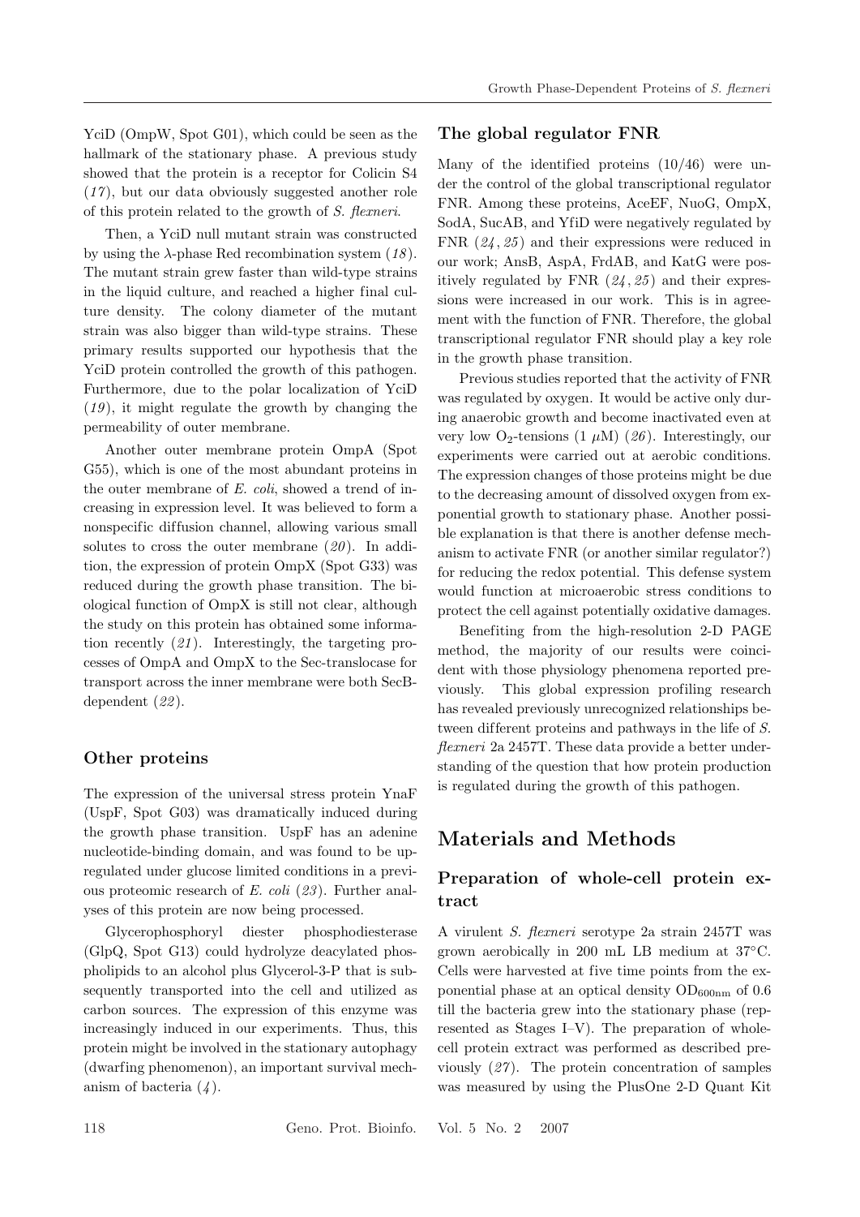YciD (OmpW, Spot G01), which could be seen as the hallmark of the stationary phase. A previous study showed that the protein is a receptor for Colicin S4 (*17*), but our data obviously suggested another role of this protein related to the growth of *S. flexneri*.

Then, a YciD null mutant strain was constructed by using the λ-phase Red recombination system (*18*). The mutant strain grew faster than wild-type strains in the liquid culture, and reached a higher final culture density. The colony diameter of the mutant strain was also bigger than wild-type strains. These primary results supported our hypothesis that the YciD protein controlled the growth of this pathogen. Furthermore, due to the polar localization of YciD (*19*), it might regulate the growth by changing the permeability of outer membrane.

Another outer membrane protein OmpA (Spot G55), which is one of the most abundant proteins in the outer membrane of *E. coli*, showed a trend of increasing in expression level. It was believed to form a nonspecific diffusion channel, allowing various small solutes to cross the outer membrane (*20*). In addition, the expression of protein OmpX (Spot G33) was reduced during the growth phase transition. The biological function of OmpX is still not clear, although the study on this protein has obtained some information recently (*21*). Interestingly, the targeting processes of OmpA and OmpX to the Sec-translocase for transport across the inner membrane were both SecB-dependent (*22*).

### Other proteins

The expression of the universal stress protein YnaF (UspF, Spot G03) was dramatically induced during the growth phase transition. UspF has an adenine nucleotide-binding domain, and was found to be up-regulated under glucose limited conditions in a previous proteomic research of *E. coli* (*23*). Further analyses of this protein are now being processed.

Glycerophosphoryl diester phosphodiesterase (GlpQ, Spot G13) could hydrolyze deacylated phospholipids to an alcohol plus Glycerol-3-P that is subsequently transported into the cell and utilized as carbon sources. The expression of this enzyme was increasingly induced in our experiments. Thus, this protein might be involved in the stationary autophagy (dwarfing phenomenon), an important survival mechanism of bacteria (*4*).

### The global regulator FNR

Many of the identified proteins (10/46) were under the control of the global transcriptional regulator FNR. Among these proteins, AceEF, NuoG, OmpX, SodA, SucAB, and YfiD were negatively regulated by FNR (*24*, *25*) and their expressions were reduced in our work; AnsB, AspA, FrdAB, and KatG were positively regulated by FNR (*24*, *25*) and their expressions were increased in our work. This is in agreement with the function of FNR. Therefore, the global transcriptional regulator FNR should play a key role in the growth phase transition.

Previous studies reported that the activity of FNR was regulated by oxygen. It would be active only during anaerobic growth and become inactivated even at very low $O_2$-tensions (1 μM) (*26*). Interestingly, our experiments were carried out at aerobic conditions. The expression changes of those proteins might be due to the decreasing amount of dissolved oxygen from exponential growth to stationary phase. Another possible explanation is that there is another defense mechanism to activate FNR (or another similar regulator?) for reducing the redox potential. This defense system would function at microaerobic stress conditions to protect the cell against potentially oxidative damages.

Benefiting from the high-resolution 2-D PAGE method, the majority of our results were coincident with those physiology phenomena reported previously. This global expression profiling research has revealed previously unrecognized relationships between different proteins and pathways in the life of *S. flexneri* 2a 2457T. These data provide a better understanding of the question that how protein production is regulated during the growth of this pathogen.

## Materials and Methods

### Preparation of whole-cell protein extract

A virulent *S. flexneri* serotype 2a strain 2457T was grown aerobically in 200 mL LB medium at 37°C. Cells were harvested at five time points from the exponential phase at an optical density $OD_{600nm}$ of 0.6 till the bacteria grew into the stationary phase (represented as Stages I–V). The preparation of whole-cell protein extract was performed as described previously (*27*). The protein concentration of samples was measured by using the PlusOne 2-D Quant Kit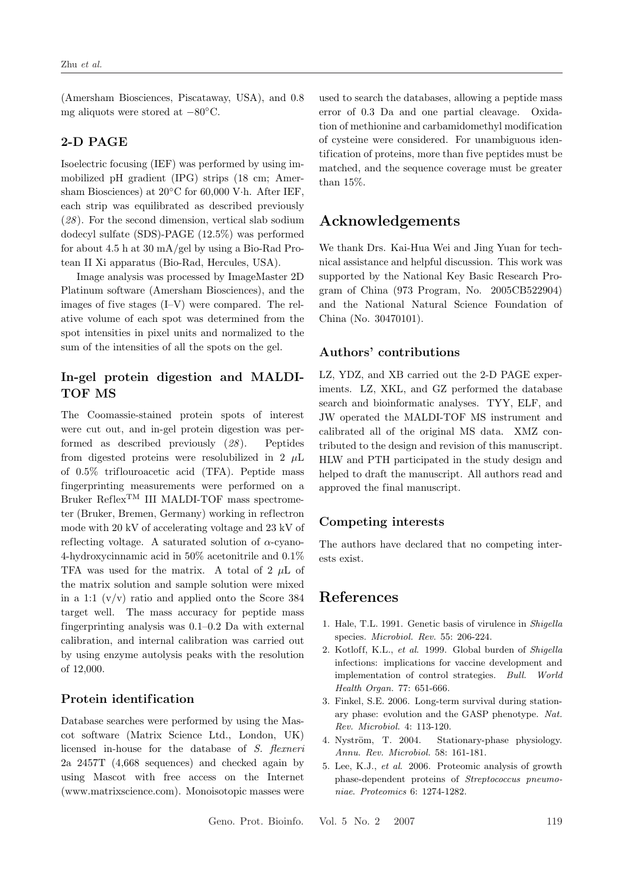(Amersham Biosciences, Piscataway, USA), and 0.8 mg aliquots were stored at −80°C.

## 2-D PAGE

Isoelectric focusing (IEF) was performed by using immobilized pH gradient (IPG) strips (18 cm; Amersham Biosciences) at 20°C for 60,000 V·h. After IEF, each strip was equilibrated as described previously (*28*). For the second dimension, vertical slab sodium dodecyl sulfate (SDS)-PAGE (12.5%) was performed for about 4.5 h at 30 mA/gel by using a Bio-Rad Protean II Xi apparatus (Bio-Rad, Hercules, USA).

Image analysis was processed by ImageMaster 2D Platinum software (Amersham Biosciences), and the images of five stages (I–V) were compared. The relative volume of each spot was determined from the spot intensities in pixel units and normalized to the sum of the intensities of all the spots on the gel.

## In-gel protein digestion and MALDI-TOF MS

The Coomassie-stained protein spots of interest were cut out, and in-gel protein digestion was performed as described previously (*28*). Peptides from digested proteins were resolubilized in 2 μL of 0.5% triflouroacetic acid (TFA). Peptide mass fingerprinting measurements were performed on a Bruker Reflex$^{TM}$ III MALDI-TOF mass spectrometer (Bruker, Bremen, Germany) working in reflectron mode with 20 kV of accelerating voltage and 23 kV of reflecting voltage. A saturated solution of α-cyano-4-hydroxycinnamic acid in 50% acetonitrile and 0.1% TFA was used for the matrix. A total of 2 μL of the matrix solution and sample solution were mixed in a 1:1 (v/v) ratio and applied onto the Score 384 target well. The mass accuracy for peptide mass fingerprinting analysis was 0.1–0.2 Da with external calibration, and internal calibration was carried out by using enzyme autolysis peaks with the resolution of 12,000.

## Protein identification

Database searches were performed by using the Mascot software (Matrix Science Ltd., London, UK) licensed in-house for the database of *S. flexneri* 2a 2457T (4,668 sequences) and checked again by using Mascot with free access on the Internet (www.matrixscience.com). Monoisotopic masses were used to search the databases, allowing a peptide mass error of 0.3 Da and one partial cleavage. Oxidation of methionine and carbamidomethyl modification of cysteine were considered. For unambiguous identification of proteins, more than five peptides must be matched, and the sequence coverage must be greater than 15%.

# Acknowledgements

We thank Drs. Kai-Hua Wei and Jing Yuan for technical assistance and helpful discussion. This work was supported by the National Key Basic Research Program of China (973 Program, No. 2005CB522904) and the National Natural Science Foundation of China (No. 30470101).

## Authors' contributions

LZ, YDZ, and XB carried out the 2-D PAGE experiments. LZ, XKL, and GZ performed the database search and bioinformatic analyses. TYY, ELF, and JW operated the MALDI-TOF MS instrument and calibrated all of the original MS data. XMZ contributed to the design and revision of this manuscript. HLW and PTH participated in the study design and helped to draft the manuscript. All authors read and approved the final manuscript.

## Competing interests

The authors have declared that no competing interests exist.

# References

1. Hale, T.L. 1991. Genetic basis of virulence in *Shigella* species. *Microbiol. Rev.* 55: 206-224.
2. Kotloff, K.L., *et al.* 1999. Global burden of *Shigella* infections: implications for vaccine development and implementation of control strategies. *Bull. World Health Organ.* 77: 651-666.
3. Finkel, S.E. 2006. Long-term survival during stationary phase: evolution and the GASP phenotype. *Nat. Rev. Microbiol.* 4: 113-120.
4. Nyström, T. 2004. Stationary-phase physiology. *Annu. Rev. Microbiol.* 58: 161-181.
5. Lee, K.J., *et al.* 2006. Proteomic analysis of growth phase-dependent proteins of *Streptococcus pneumoniae*. *Proteomics* 6: 1274-1282.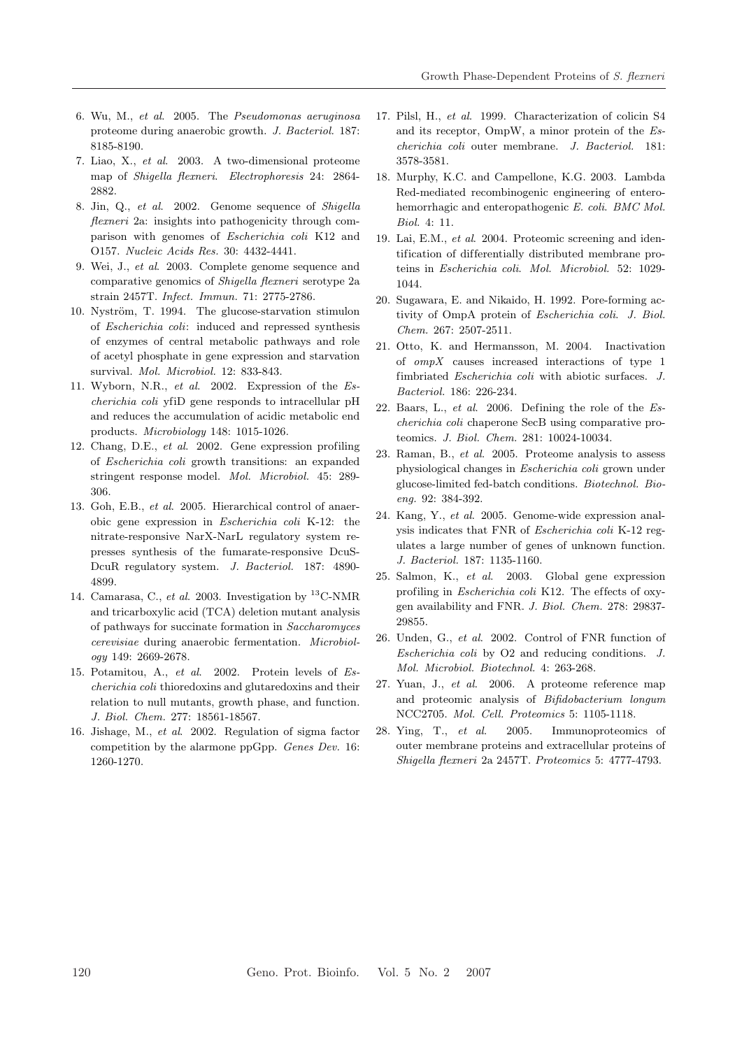6. Wu, M., *et al*. 2005. The *Pseudomonas aeruginosa* proteome during anaerobic growth. *J. Bacteriol.* 187: 8185-8190.
7. Liao, X., *et al*. 2003. A two-dimensional proteome map of *Shigella flexneri*. *Electrophoresis* 24: 2864-2882.
8. Jin, Q., *et al*. 2002. Genome sequence of *Shigella flexneri* 2a: insights into pathogenicity through comparison with genomes of *Escherichia coli* K12 and O157. *Nucleic Acids Res.* 30: 4432-4441.
9. Wei, J., *et al*. 2003. Complete genome sequence and comparative genomics of *Shigella flexneri* serotype 2a strain 2457T. *Infect. Immun.* 71: 2775-2786.
10. Nyström, T. 1994. The glucose-starvation stimulon of *Escherichia coli*: induced and repressed synthesis of enzymes of central metabolic pathways and role of acetyl phosphate in gene expression and starvation survival. *Mol. Microbiol.* 12: 833-843.
11. Wyborn, N.R., *et al*. 2002. Expression of the *Escherichia coli* yfiD gene responds to intracellular pH and reduces the accumulation of acidic metabolic end products. *Microbiology* 148: 1015-1026.
12. Chang, D.E., *et al*. 2002. Gene expression profiling of *Escherichia coli* growth transitions: an expanded stringent response model. *Mol. Microbiol.* 45: 289-306.
13. Goh, E.B., *et al*. 2005. Hierarchical control of anaerobic gene expression in *Escherichia coli* K-12: the nitrate-responsive NarX-NarL regulatory system represses synthesis of the fumarate-responsive DcuS-DcuR regulatory system. *J. Bacteriol.* 187: 4890-4899.
14. Camarasa, C., *et al*. 2003. Investigation by $^{13}$C-NMR and tricarboxylic acid (TCA) deletion mutant analysis of pathways for succinate formation in *Saccharomyces cerevisiae* during anaerobic fermentation. *Microbiology* 149: 2669-2678.
15. Potamitou, A., *et al*. 2002. Protein levels of *Escherichia coli* thioredoxins and glutaredoxins and their relation to null mutants, growth phase, and function. *J. Biol. Chem.* 277: 18561-18567.
16. Jishage, M., *et al*. 2002. Regulation of sigma factor competition by the alarmone ppGpp. *Genes Dev.* 16: 1260-1270.
17. Pilsl, H., *et al*. 1999. Characterization of colicin S4 and its receptor, OmpW, a minor protein of the *Escherichia coli* outer membrane. *J. Bacteriol.* 181: 3578-3581.
18. Murphy, K.C. and Campellone, K.G. 2003. Lambda Red-mediated recombinogenic engineering of enterohemorrhagic and enteropathogenic *E. coli*. *BMC Mol. Biol.* 4: 11.
19. Lai, E.M., *et al*. 2004. Proteomic screening and identification of differentially distributed membrane proteins in *Escherichia coli*. *Mol. Microbiol.* 52: 1029-1044.
20. Sugawara, E. and Nikaido, H. 1992. Pore-forming activity of OmpA protein of *Escherichia coli*. *J. Biol. Chem.* 267: 2507-2511.
21. Otto, K. and Hermansson, M. 2004. Inactivation of *ompX* causes increased interactions of type 1 fimbriated *Escherichia coli* with abiotic surfaces. *J. Bacteriol.* 186: 226-234.
22. Baars, L., *et al*. 2006. Defining the role of the *Escherichia coli* chaperone SecB using comparative proteomics. *J. Biol. Chem.* 281: 10024-10034.
23. Raman, B., *et al*. 2005. Proteome analysis to assess physiological changes in *Escherichia coli* grown under glucose-limited fed-batch conditions. *Biotechnol. Bioeng.* 92: 384-392.
24. Kang, Y., *et al*. 2005. Genome-wide expression analysis indicates that FNR of *Escherichia coli* K-12 regulates a large number of genes of unknown function. *J. Bacteriol.* 187: 1135-1160.
25. Salmon, K., *et al*. 2003. Global gene expression profiling in *Escherichia coli* K12. The effects of oxygen availability and FNR. *J. Biol. Chem.* 278: 29837-29855.
26. Unden, G., *et al*. 2002. Control of FNR function of *Escherichia coli* by O2 and reducing conditions. *J. Mol. Microbiol. Biotechnol.* 4: 263-268.
27. Yuan, J., *et al*. 2006. A proteome reference map and proteomic analysis of *Bifidobacterium longum* NCC2705. *Mol. Cell. Proteomics* 5: 1105-1118.
28. Ying, T., *et al*. 2005. Immunoproteomics of outer membrane proteins and extracellular proteins of *Shigella flexneri* 2a 2457T. *Proteomics* 5: 4777-4793.